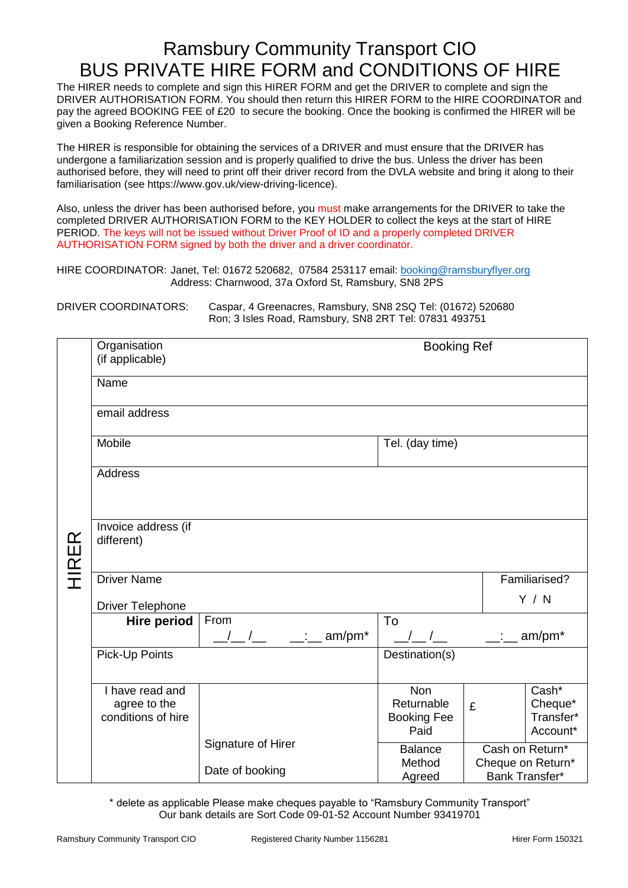# Ramsbury Community Transport CIO
# BUS PRIVATE HIRE FORM and CONDITIONS OF HIRE

The HIRER needs to complete and sign this HIRER FORM and get the DRIVER to complete and sign the DRIVER AUTHORISATION FORM. You should then return this HIRER FORM to the HIRE COORDINATOR and pay the agreed BOOKING FEE of £20 to secure the booking. Once the booking is confirmed the HIRER will be given a Booking Reference Number.

The HIRER is responsible for obtaining the services of a DRIVER and must ensure that the DRIVER has undergone a familiarization session and is properly qualified to drive the bus. Unless the driver has been authorised before, they will need to print off their driver record from the DVLA website and bring it along to their familiarisation (see https://www.gov.uk/view-driving-licence).

Also, unless the driver has been authorised before, you must make arrangements for the DRIVER to take the completed DRIVER AUTHORISATION FORM to the KEY HOLDER to collect the keys at the start of HIRE PERIOD. The keys will not be issued without Driver Proof of ID and a properly completed DRIVER AUTHORISATION FORM signed by both the driver and a driver coordinator.

HIRE COORDINATOR: Janet, Tel: 01672 520682, 07584 253117 email: booking@ramsburyflyer.org
Address: Charnwood, 37a Oxford St, Ramsbury, SN8 2PS

DRIVER COORDINATORS: Caspar, 4 Greenacres, Ramsbury, SN8 2SQ Tel: (01672) 520680
Ron; 3 Isles Road, Ramsbury, SN8 2RT Tel: 07831 493751

| HIRER | | | | | |
|---|---|---|---|---|---|
| Organisation (if applicable) | | Booking Ref | | | |
| Name | | | | | |
| email address | | | | | |
| Mobile | | Tel. (day time) | | | |
| Address | | | | | |
| Invoice address (if different) | | | | | |
| Driver Name<br>Driver Telephone | | | | Familiarised?<br>Y / N | |
| **Hire period** | From<br>__/__ /__ __:__ am/pm* | To<br>__/__ /__ __:__ am/pm* | | | |
| Pick-Up Points | | Destination(s) | | | |
| I have read and agree to the conditions of hire | Signature of Hirer | Non Returnable Booking Fee Paid | £ | Cash* Cheque* Transfer* Account* | |
| | Date of booking | Balance Method Agreed | Cash on Return* Cheque on Return* Bank Transfer* | | |

\* delete as applicable Please make cheques payable to "Ramsbury Community Transport"
Our bank details are Sort Code 09-01-52 Account Number 93419701

Ramsbury Community Transport CIO — Registered Charity Number 1156281 — Hirer Form 150321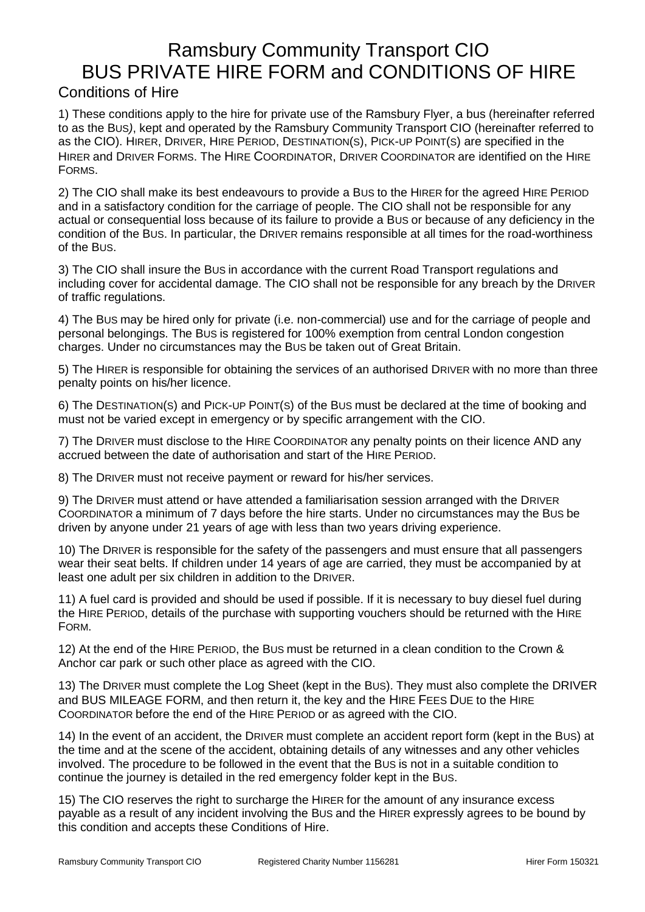# Ramsbury Community Transport CIO
# BUS PRIVATE HIRE FORM and CONDITIONS OF HIRE

## Conditions of Hire

1) These conditions apply to the hire for private use of the Ramsbury Flyer, a bus (hereinafter referred to as the BUS), kept and operated by the Ramsbury Community Transport CIO (hereinafter referred to as the CIO). HIRER, DRIVER, HIRE PERIOD, DESTINATION(S), PICK-UP POINT(S) are specified in the HIRER and DRIVER FORMS. The HIRE COORDINATOR, DRIVER COORDINATOR are identified on the HIRE FORMS.

2) The CIO shall make its best endeavours to provide a BUS to the HIRER for the agreed HIRE PERIOD and in a satisfactory condition for the carriage of people. The CIO shall not be responsible for any actual or consequential loss because of its failure to provide a BUS or because of any deficiency in the condition of the BUS. In particular, the DRIVER remains responsible at all times for the road-worthiness of the BUS.

3) The CIO shall insure the BUS in accordance with the current Road Transport regulations and including cover for accidental damage. The CIO shall not be responsible for any breach by the DRIVER of traffic regulations.

4) The BUS may be hired only for private (i.e. non-commercial) use and for the carriage of people and personal belongings. The BUS is registered for 100% exemption from central London congestion charges. Under no circumstances may the BUS be taken out of Great Britain.

5) The HIRER is responsible for obtaining the services of an authorised DRIVER with no more than three penalty points on his/her licence.

6) The DESTINATION(S) and PICK-UP POINT(S) of the BUS must be declared at the time of booking and must not be varied except in emergency or by specific arrangement with the CIO.

7) The DRIVER must disclose to the HIRE COORDINATOR any penalty points on their licence AND any accrued between the date of authorisation and start of the HIRE PERIOD.

8) The DRIVER must not receive payment or reward for his/her services.

9) The DRIVER must attend or have attended a familiarisation session arranged with the DRIVER COORDINATOR a minimum of 7 days before the hire starts. Under no circumstances may the BUS be driven by anyone under 21 years of age with less than two years driving experience.

10) The DRIVER is responsible for the safety of the passengers and must ensure that all passengers wear their seat belts. If children under 14 years of age are carried, they must be accompanied by at least one adult per six children in addition to the DRIVER.

11) A fuel card is provided and should be used if possible. If it is necessary to buy diesel fuel during the HIRE PERIOD, details of the purchase with supporting vouchers should be returned with the HIRE FORM.

12) At the end of the HIRE PERIOD, the BUS must be returned in a clean condition to the Crown & Anchor car park or such other place as agreed with the CIO.

13) The DRIVER must complete the Log Sheet (kept in the BUS). They must also complete the DRIVER and BUS MILEAGE FORM, and then return it, the key and the HIRE FEES DUE to the HIRE COORDINATOR before the end of the HIRE PERIOD or as agreed with the CIO.

14) In the event of an accident, the DRIVER must complete an accident report form (kept in the BUS) at the time and at the scene of the accident, obtaining details of any witnesses and any other vehicles involved. The procedure to be followed in the event that the BUS is not in a suitable condition to continue the journey is detailed in the red emergency folder kept in the BUS.

15) The CIO reserves the right to surcharge the HIRER for the amount of any insurance excess payable as a result of any incident involving the BUS and the HIRER expressly agrees to be bound by this condition and accepts these Conditions of Hire.

Ramsbury Community Transport CIO    Registered Charity Number 1156281    Hirer Form 150321